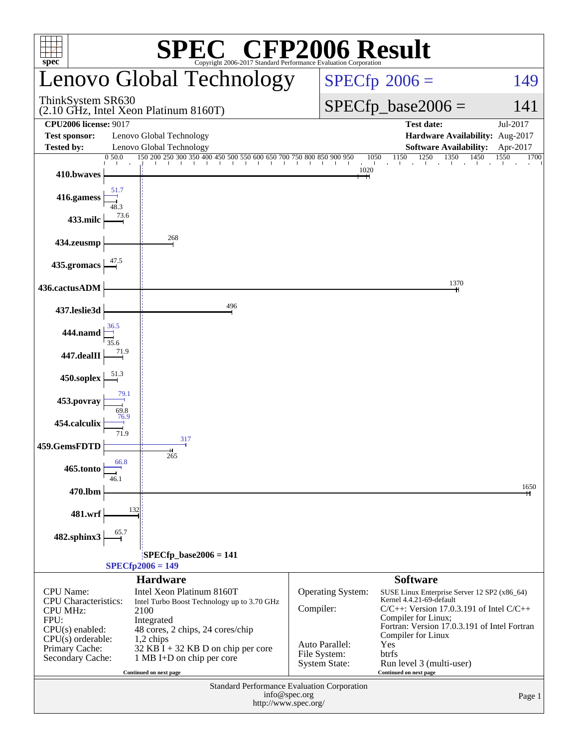# SPEC CFP2006 Result

Copyright 2006-2017 Standard Performance Evaluation Corporation

## Lenovo Global Technology

ThinkSystem SR630
(2.10 GHz, Intel Xeon Platinum 8160T)

SPECfp 2006 = 149

SPECfp_base2006 = 141

| | | | |
|---|---|---|---|
| **CPU2006 license:** 9017 | | **Test date:** | Jul-2017 |
| **Test sponsor:** | Lenovo Global Technology | **Hardware Availability:** | Aug-2017 |
| **Tested by:** | Lenovo Global Technology | **Software Availability:** | Apr-2017 |

| Benchmark | Peak | Base |
|---|---|---|
| 410.bwaves | | 1020 |
| 416.gamess | 51.7 | 48.3 |
| 433.milc | | 73.6 |
| 434.zeusmp | | 268 |
| 435.gromacs | | 47.5 |
| 436.cactusADM | | 1370 |
| 437.leslie3d | | 496 |
| 444.namd | 36.5 | 35.6 |
| 447.dealII | | 71.9 |
| 450.soplex | | 51.3 |
| 453.povray | 79.1 | 69.8 |
| 454.calculix | 76.9 | 71.9 |
| 459.GemsFDTD | 317 | 265 |
| 465.tonto | 66.8 | 46.1 |
| 470.lbm | | 1650 |
| 481.wrf | | 132 |
| 482.sphinx3 | | 65.7 |

SPECfp_base2006 = 141

SPECfp2006 = 149

### Hardware

| | |
|---|---|
| CPU Name: | Intel Xeon Platinum 8160T |
| CPU Characteristics: | Intel Turbo Boost Technology up to 3.70 GHz |
| CPU MHz: | 2100 |
| FPU: | Integrated |
| CPU(s) enabled: | 48 cores, 2 chips, 24 cores/chip |
| CPU(s) orderable: | 1,2 chips |
| Primary Cache: | 32 KB I + 32 KB D on chip per core |
| Secondary Cache: | 1 MB I+D on chip per core |

Continued on next page

### Software

| | |
|---|---|
| Operating System: | SUSE Linux Enterprise Server 12 SP2 (x86_64) Kernel 4.4.21-69-default |
| Compiler: | C/C++: Version 17.0.3.191 of Intel C/C++ Compiler for Linux; Fortran: Version 17.0.3.191 of Intel Fortran Compiler for Linux |
| Auto Parallel: | Yes |
| File System: | btrfs |
| System State: | Run level 3 (multi-user) |

Continued on next page

Standard Performance Evaluation Corporation
info@spec.org
http://www.spec.org/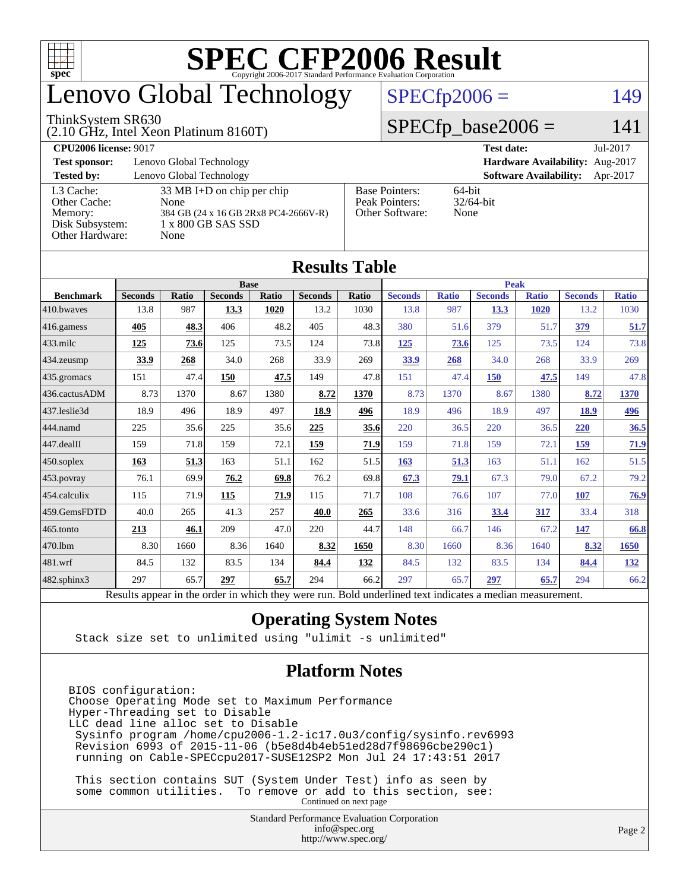# SPEC CFP2006 Result

Copyright 2006-2017 Standard Performance Evaluation Corporation

# Lenovo Global Technology

ThinkSystem SR630
(2.10 GHz, Intel Xeon Platinum 8160T)

SPECfp2006 = 149

SPECfp_base2006 = 141

| | | | |
|---|---|---|---|
| **CPU2006 license:** 9017 | | **Test date:** | Jul-2017 |
| **Test sponsor:** | Lenovo Global Technology | **Hardware Availability:** | Aug-2017 |
| **Tested by:** | Lenovo Global Technology | **Software Availability:** | Apr-2017 |

| | | | |
|---|---|---|---|
| L3 Cache: | 33 MB I+D on chip per chip | Base Pointers: | 64-bit |
| Other Cache: | None | Peak Pointers: | 32/64-bit |
| Memory: | 384 GB (24 x 16 GB 2Rx8 PC4-2666V-R) | Other Software: | None |
| Disk Subsystem: | 1 x 800 GB SAS SSD | | |
| Other Hardware: | None | | |

## Results Table

| | Base | | | | | | Peak | | | | | |
|---|---|---|---|---|---|---|---|---|---|---|---|---|
| **Benchmark** | **Seconds** | **Ratio** | **Seconds** | **Ratio** | **Seconds** | **Ratio** | **Seconds** | **Ratio** | **Seconds** | **Ratio** | **Seconds** | **Ratio** |
| 410.bwaves | 13.8 | 987 | **13.3** | **1020** | 13.2 | 1030 | 13.8 | 987 | **13.3** | **1020** | 13.2 | 1030 |
| 416.gamess | **405** | **48.3** | 406 | 48.2 | 405 | 48.3 | 380 | 51.6 | 379 | 51.7 | **379** | **51.7** |
| 433.milc | **125** | **73.6** | 125 | 73.5 | 124 | 73.8 | **125** | **73.6** | 125 | 73.5 | 124 | 73.8 |
| 434.zeusmp | **33.9** | **268** | 34.0 | 268 | 33.9 | 269 | **33.9** | **268** | 34.0 | 268 | 33.9 | 269 |
| 435.gromacs | 151 | 47.4 | **150** | **47.5** | 149 | 47.8 | 151 | 47.4 | **150** | **47.5** | 149 | 47.8 |
| 436.cactusADM | 8.73 | 1370 | 8.67 | 1380 | **8.72** | **1370** | 8.73 | 1370 | 8.67 | 1380 | **8.72** | **1370** |
| 437.leslie3d | 18.9 | 496 | 18.9 | 497 | **18.9** | **496** | 18.9 | 496 | 18.9 | 497 | **18.9** | **496** |
| 444.namd | 225 | 35.6 | 225 | 35.6 | **225** | **35.6** | 220 | 36.5 | 220 | 36.5 | **220** | **36.5** |
| 447.dealII | 159 | 71.8 | 159 | 72.1 | **159** | **71.9** | 159 | 71.8 | 159 | 72.1 | **159** | **71.9** |
| 450.soplex | **163** | **51.3** | 163 | 51.1 | 162 | 51.5 | **163** | **51.3** | 163 | 51.1 | 162 | 51.5 |
| 453.povray | 76.1 | 69.9 | **76.2** | **69.8** | 76.2 | 69.8 | **67.3** | **79.1** | 67.3 | 79.0 | 67.2 | 79.2 |
| 454.calculix | 115 | 71.9 | **115** | **71.9** | 115 | 71.7 | 108 | 76.6 | 107 | 77.0 | **107** | **76.9** |
| 459.GemsFDTD | 40.0 | 265 | 41.3 | 257 | **40.0** | **265** | 33.6 | 316 | **33.4** | **317** | 33.4 | 318 |
| 465.tonto | **213** | **46.1** | 209 | 47.0 | 220 | 44.7 | 148 | 66.7 | 146 | 67.2 | **147** | **66.8** |
| 470.lbm | 8.30 | 1660 | 8.36 | 1640 | **8.32** | **1650** | 8.30 | 1660 | 8.36 | 1640 | **8.32** | **1650** |
| 481.wrf | 84.5 | 132 | 83.5 | 134 | **84.4** | **132** | 84.5 | 132 | 83.5 | 134 | **84.4** | **132** |
| 482.sphinx3 | 297 | 65.7 | **297** | **65.7** | 294 | 66.2 | 297 | 65.7 | **297** | **65.7** | 294 | 66.2 |

Results appear in the order in which they were run. Bold underlined text indicates a median measurement.

## Operating System Notes

```
Stack size set to unlimited using "ulimit -s unlimited"
```

## Platform Notes

```
BIOS configuration:
Choose Operating Mode set to Maximum Performance
Hyper-Threading set to Disable
LLC dead line alloc set to Disable
 Sysinfo program /home/cpu2006-1.2-ic17.0u3/config/sysinfo.rev6993
 Revision 6993 of 2015-11-06 (b5e8d4b4eb51ed28d7f98696cbe290c1)
 running on Cable-SPECcpu2017-SUSE12SP2 Mon Jul 24 17:43:51 2017

 This section contains SUT (System Under Test) info as seen by
 some common utilities.  To remove or add to this section, see:
```

Continued on next page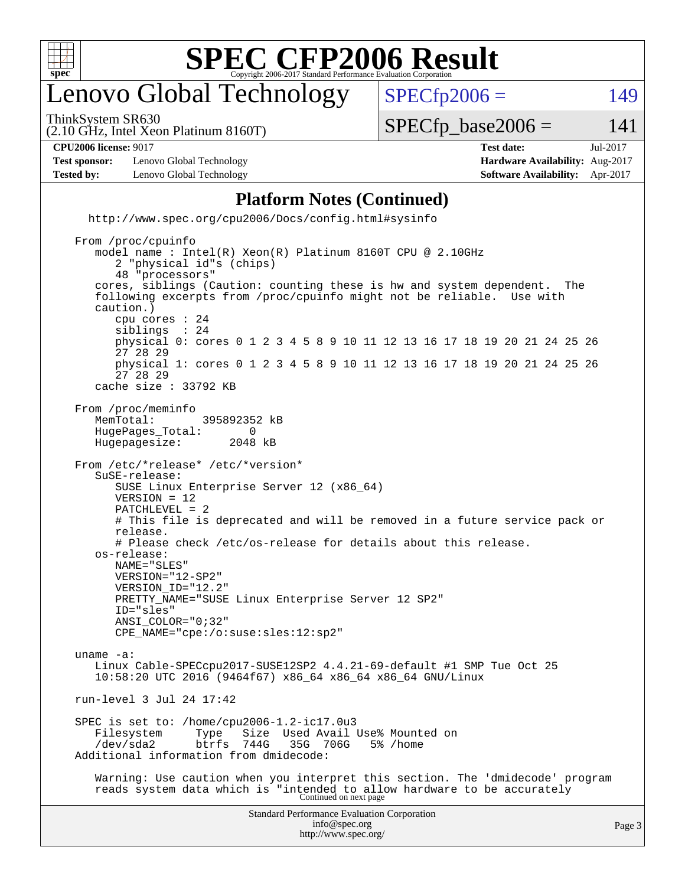# SPEC CFP2006 Result

Copyright 2006-2017 Standard Performance Evaluation Corporation

## Lenovo Global Technology

ThinkSystem SR630
(2.10 GHz, Intel Xeon Platinum 8160T)

SPECfp2006 = 149

SPECfp_base2006 = 141

| **CPU2006 license:** 9017 | | **Test date:** | Jul-2017 |
|---|---|---|---|
| **Test sponsor:** | Lenovo Global Technology | **Hardware Availability:** | Aug-2017 |
| **Tested by:** | Lenovo Global Technology | **Software Availability:** | Apr-2017 |

### Platform Notes (Continued)

```
   http://www.spec.org/cpu2006/Docs/config.html#sysinfo

From /proc/cpuinfo
   model name : Intel(R) Xeon(R) Platinum 8160T CPU @ 2.10GHz
      2 "physical id"s (chips)
      48 "processors"
   cores, siblings (Caution: counting these is hw and system dependent.  The
   following excerpts from /proc/cpuinfo might not be reliable.  Use with
   caution.)
      cpu cores : 24
      siblings  : 24
      physical 0: cores 0 1 2 3 4 5 8 9 10 11 12 13 16 17 18 19 20 21 24 25 26
      27 28 29
      physical 1: cores 0 1 2 3 4 5 8 9 10 11 12 13 16 17 18 19 20 21 24 25 26
      27 28 29
   cache size : 33792 KB

From /proc/meminfo
   MemTotal:       395892352 kB
   HugePages_Total:       0
   Hugepagesize:       2048 kB

From /etc/*release* /etc/*version*
   SuSE-release:
      SUSE Linux Enterprise Server 12 (x86_64)
      VERSION = 12
      PATCHLEVEL = 2
      # This file is deprecated and will be removed in a future service pack or
      release.
      # Please check /etc/os-release for details about this release.
   os-release:
      NAME="SLES"
      VERSION="12-SP2"
      VERSION_ID="12.2"
      PRETTY_NAME="SUSE Linux Enterprise Server 12 SP2"
      ID="sles"
      ANSI_COLOR="0;32"
      CPE_NAME="cpe:/o:suse:sles:12:sp2"

uname -a:
   Linux Cable-SPECcpu2017-SUSE12SP2 4.4.21-69-default #1 SMP Tue Oct 25
   10:58:20 UTC 2016 (9464f67) x86_64 x86_64 x86_64 GNU/Linux

run-level 3 Jul 24 17:42

SPEC is set to: /home/cpu2006-1.2-ic17.0u3
   Filesystem     Type   Size  Used Avail Use% Mounted on
   /dev/sda2      btrfs  744G   35G  706G   5% /home
Additional information from dmidecode:

   Warning: Use caution when you interpret this section. The 'dmidecode' program
   reads system data which is "intended to allow hardware to be accurately
```

Continued on next page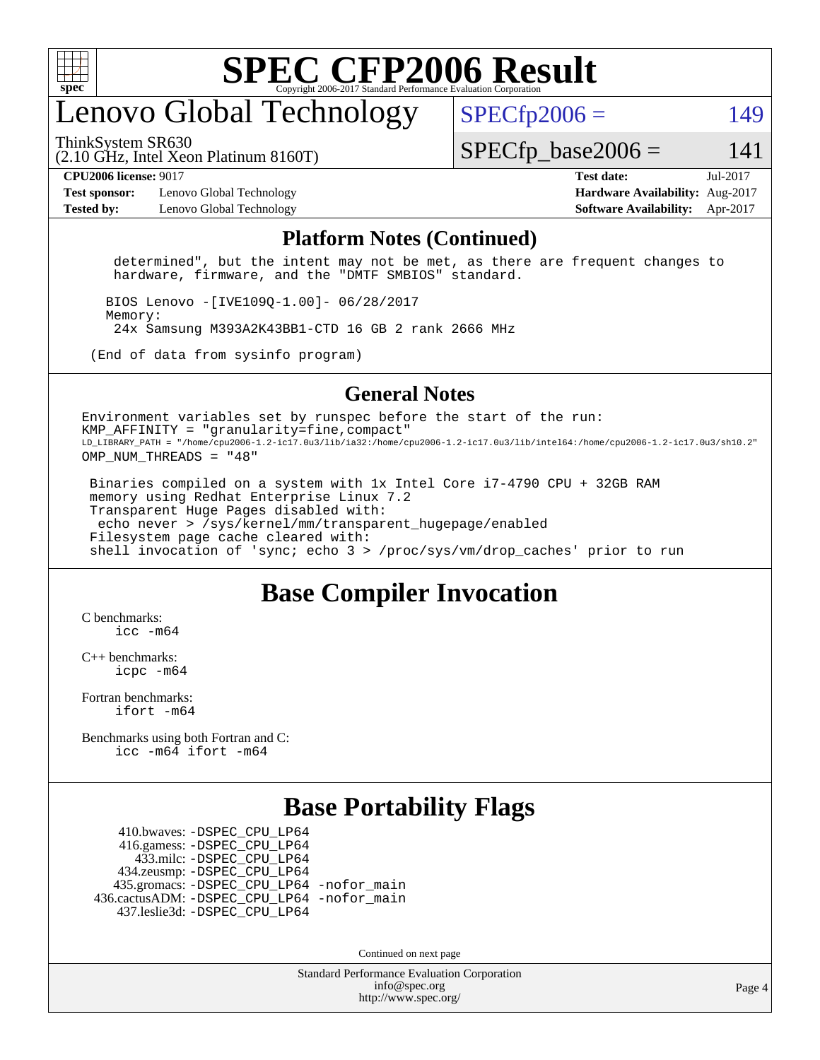# Lenovo Global Technology

ThinkSystem SR630
(2.10 GHz, Intel Xeon Platinum 8160T)

SPECfp2006 = 149

SPECfp_base2006 = 141

**CPU2006 license:** 9017
**Test sponsor:** Lenovo Global Technology
**Tested by:** Lenovo Global Technology

**Test date:** Jul-2017
**Hardware Availability:** Aug-2017
**Software Availability:** Apr-2017

## Platform Notes (Continued)

```
determined", but the intent may not be met, as there are frequent changes to
hardware, firmware, and the "DMTF SMBIOS" standard.

BIOS Lenovo -[IVE109Q-1.00]- 06/28/2017
Memory:
 24x Samsung M393A2K43BB1-CTD 16 GB 2 rank 2666 MHz

(End of data from sysinfo program)
```

## General Notes

```
Environment variables set by runspec before the start of the run:
KMP_AFFINITY = "granularity=fine,compact"
LD_LIBRARY_PATH = "/home/cpu2006-1.2-ic17.0u3/lib/ia32:/home/cpu2006-1.2-ic17.0u3/lib/intel64:/home/cpu2006-1.2-ic17.0u3/sh10.2"
OMP_NUM_THREADS = "48"

 Binaries compiled on a system with 1x Intel Core i7-4790 CPU + 32GB RAM
 memory using Redhat Enterprise Linux 7.2
 Transparent Huge Pages disabled with:
  echo never > /sys/kernel/mm/transparent_hugepage/enabled
 Filesystem page cache cleared with:
 shell invocation of 'sync; echo 3 > /proc/sys/vm/drop_caches' prior to run
```

## Base Compiler Invocation

C benchmarks:
 icc -m64

C++ benchmarks:
 icpc -m64

Fortran benchmarks:
 ifort -m64

Benchmarks using both Fortran and C:
 icc -m64 ifort -m64

## Base Portability Flags

```
     410.bwaves: -DSPEC_CPU_LP64
     416.gamess: -DSPEC_CPU_LP64
       433.milc: -DSPEC_CPU_LP64
     434.zeusmp: -DSPEC_CPU_LP64
    435.gromacs: -DSPEC_CPU_LP64 -nofor_main
 436.cactusADM: -DSPEC_CPU_LP64 -nofor_main
    437.leslie3d: -DSPEC_CPU_LP64
```

Continued on next page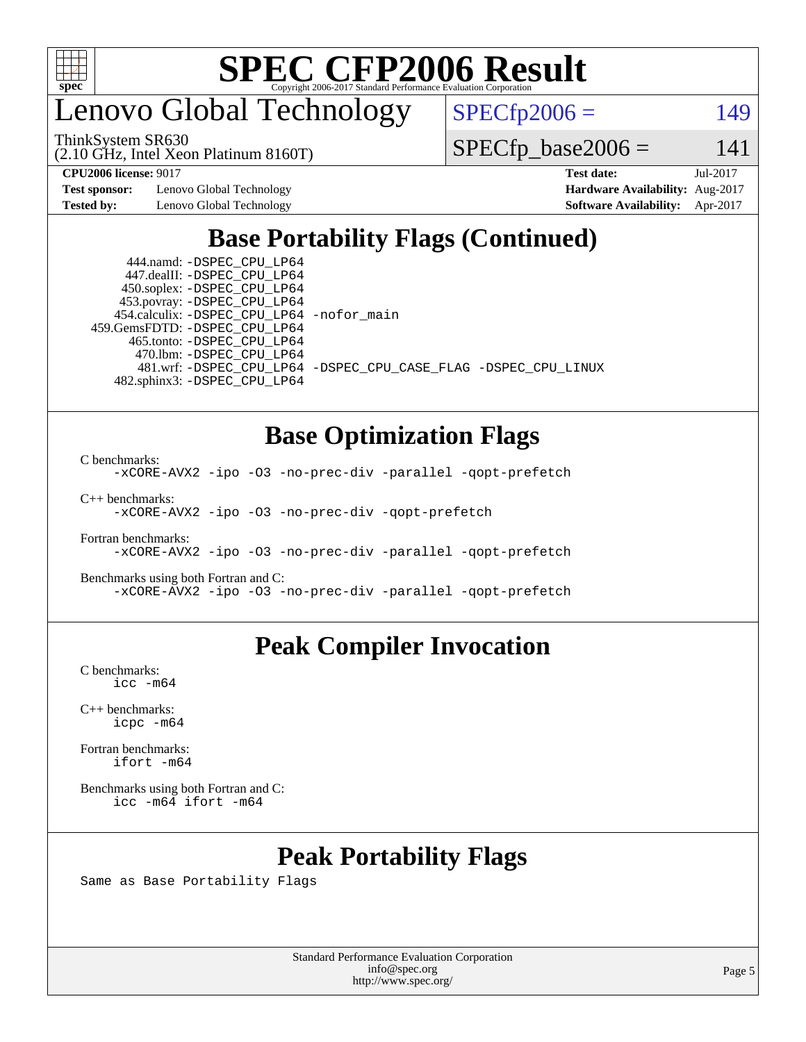# Lenovo Global Technology

ThinkSystem SR630
(2.10 GHz, Intel Xeon Platinum 8160T)

SPECfp2006 = 149

SPECfp_base2006 = 141

**CPU2006 license:** 9017 | **Test date:** Jul-2017
**Test sponsor:** Lenovo Global Technology | **Hardware Availability:** Aug-2017
**Tested by:** Lenovo Global Technology | **Software Availability:** Apr-2017

## Base Portability Flags (Continued)

```
      444.namd: -DSPEC_CPU_LP64
    447.dealII: -DSPEC_CPU_LP64
    450.soplex: -DSPEC_CPU_LP64
    453.povray: -DSPEC_CPU_LP64
  454.calculix: -DSPEC_CPU_LP64 -nofor_main
 459.GemsFDTD: -DSPEC_CPU_LP64
     465.tonto: -DSPEC_CPU_LP64
       470.lbm: -DSPEC_CPU_LP64
       481.wrf: -DSPEC_CPU_LP64 -DSPEC_CPU_CASE_FLAG -DSPEC_CPU_LINUX
   482.sphinx3: -DSPEC_CPU_LP64
```

## Base Optimization Flags

C benchmarks:
```
-xCORE-AVX2 -ipo -O3 -no-prec-div -parallel -qopt-prefetch
```

C++ benchmarks:
```
-xCORE-AVX2 -ipo -O3 -no-prec-div -qopt-prefetch
```

Fortran benchmarks:
```
-xCORE-AVX2 -ipo -O3 -no-prec-div -parallel -qopt-prefetch
```

Benchmarks using both Fortran and C:
```
-xCORE-AVX2 -ipo -O3 -no-prec-div -parallel -qopt-prefetch
```

## Peak Compiler Invocation

C benchmarks:
```
icc -m64
```

C++ benchmarks:
```
icpc -m64
```

Fortran benchmarks:
```
ifort -m64
```

Benchmarks using both Fortran and C:
```
icc -m64 ifort -m64
```

## Peak Portability Flags

Same as Base Portability Flags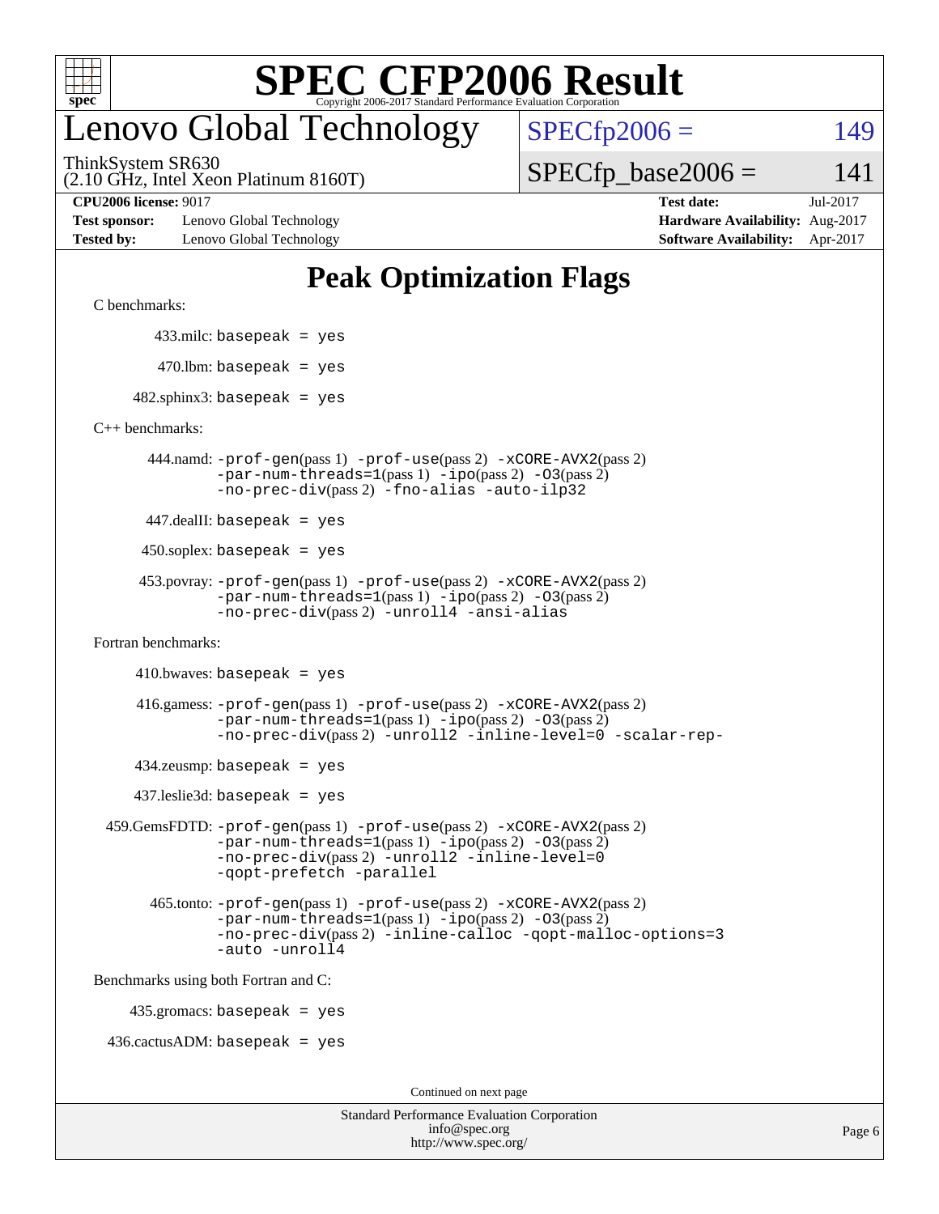# SPEC CFP2006 Result

Copyright 2006-2017 Standard Performance Evaluation Corporation

# Lenovo Global Technology

ThinkSystem SR630
(2.10 GHz, Intel Xeon Platinum 8160T)

SPECfp2006 = 149

SPECfp_base2006 = 141

**CPU2006 license:** 9017
**Test sponsor:** Lenovo Global Technology
**Tested by:** Lenovo Global Technology

**Test date:** Jul-2017
**Hardware Availability:** Aug-2017
**Software Availability:** Apr-2017

## Peak Optimization Flags

C benchmarks:

433.milc: `basepeak = yes`

470.lbm: `basepeak = yes`

482.sphinx3: `basepeak = yes`

C++ benchmarks:

444.namd: `-prof-gen`(pass 1) `-prof-use`(pass 2) `-xCORE-AVX2`(pass 2) `-par-num-threads=1`(pass 1) `-ipo`(pass 2) `-O3`(pass 2) `-no-prec-div`(pass 2) `-fno-alias` `-auto-ilp32`

447.dealII: `basepeak = yes`

450.soplex: `basepeak = yes`

453.povray: `-prof-gen`(pass 1) `-prof-use`(pass 2) `-xCORE-AVX2`(pass 2) `-par-num-threads=1`(pass 1) `-ipo`(pass 2) `-O3`(pass 2) `-no-prec-div`(pass 2) `-unroll4` `-ansi-alias`

Fortran benchmarks:

410.bwaves: `basepeak = yes`

416.gamess: `-prof-gen`(pass 1) `-prof-use`(pass 2) `-xCORE-AVX2`(pass 2) `-par-num-threads=1`(pass 1) `-ipo`(pass 2) `-O3`(pass 2) `-no-prec-div`(pass 2) `-unroll2` `-inline-level=0` `-scalar-rep-`

434.zeusmp: `basepeak = yes`

437.leslie3d: `basepeak = yes`

459.GemsFDTD: `-prof-gen`(pass 1) `-prof-use`(pass 2) `-xCORE-AVX2`(pass 2) `-par-num-threads=1`(pass 1) `-ipo`(pass 2) `-O3`(pass 2) `-no-prec-div`(pass 2) `-unroll2` `-inline-level=0` `-qopt-prefetch` `-parallel`

465.tonto: `-prof-gen`(pass 1) `-prof-use`(pass 2) `-xCORE-AVX2`(pass 2) `-par-num-threads=1`(pass 1) `-ipo`(pass 2) `-O3`(pass 2) `-no-prec-div`(pass 2) `-inline-calloc` `-qopt-malloc-options=3` `-auto` `-unroll4`

Benchmarks using both Fortran and C:

435.gromacs: `basepeak = yes`

436.cactusADM: `basepeak = yes`

Continued on next page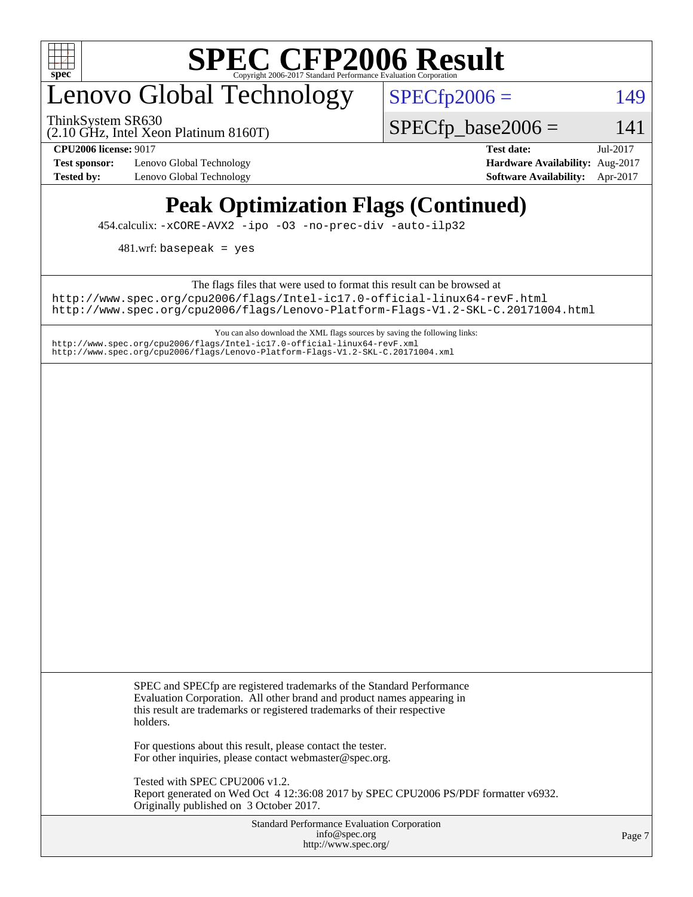# SPEC CFP2006 Result

Copyright 2006-2017 Standard Performance Evaluation Corporation

## Lenovo Global Technology

ThinkSystem SR630
(2.10 GHz, Intel Xeon Platinum 8160T)

SPECfp2006 = 149

SPECfp_base2006 = 141

**CPU2006 license:** 9017
**Test sponsor:** Lenovo Global Technology
**Tested by:** Lenovo Global Technology

**Test date:** Jul-2017
**Hardware Availability:** Aug-2017
**Software Availability:** Apr-2017

## Peak Optimization Flags (Continued)

454.calculix: `-xCORE-AVX2 -ipo -O3 -no-prec-div -auto-ilp32`

481.wrf: `basepeak = yes`

The flags files that were used to format this result can be browsed at
http://www.spec.org/cpu2006/flags/Intel-ic17.0-official-linux64-revF.html
http://www.spec.org/cpu2006/flags/Lenovo-Platform-Flags-V1.2-SKL-C.20171004.html

You can also download the XML flags sources by saving the following links:
http://www.spec.org/cpu2006/flags/Intel-ic17.0-official-linux64-revF.xml
http://www.spec.org/cpu2006/flags/Lenovo-Platform-Flags-V1.2-SKL-C.20171004.xml

SPEC and SPECfp are registered trademarks of the Standard Performance Evaluation Corporation. All other brand and product names appearing in this result are trademarks or registered trademarks of their respective holders.

For questions about this result, please contact the tester.
For other inquiries, please contact webmaster@spec.org.

Tested with SPEC CPU2006 v1.2.
Report generated on Wed Oct 4 12:36:08 2017 by SPEC CPU2006 PS/PDF formatter v6932.
Originally published on 3 October 2017.

Standard Performance Evaluation Corporation
info@spec.org
http://www.spec.org/